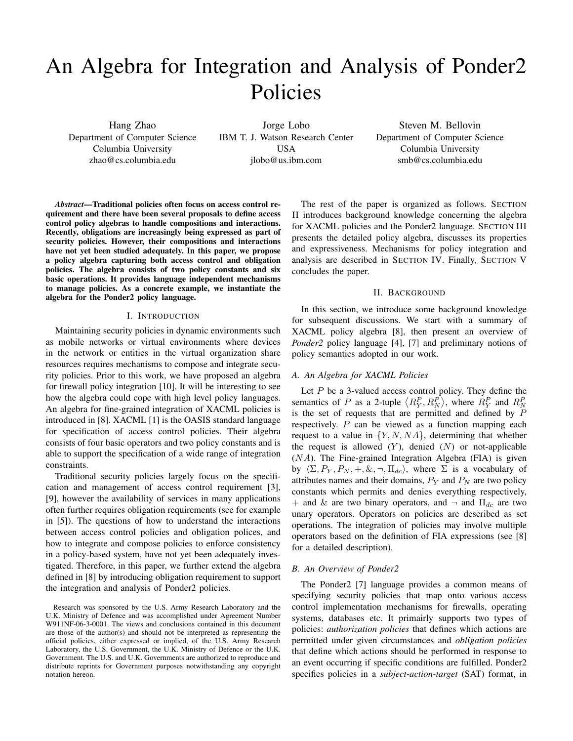# An Algebra for Integration and Analysis of Ponder2 Policies

Hang Zhao
Department of Computer Science
Columbia University
zhao@cs.columbia.edu

Jorge Lobo
IBM T. J. Watson Research Center
USA
jlobo@us.ibm.com

Steven M. Bellovin
Department of Computer Science
Columbia University
smb@cs.columbia.edu

***Abstract*—Traditional policies often focus on access control requirement and there have been several proposals to define access control policy algebras to handle compositions and interactions. Recently, obligations are increasingly being expressed as part of security policies. However, their compositions and interactions have not yet been studied adequately. In this paper, we propose a policy algebra capturing both access control and obligation policies. The algebra consists of two policy constants and six basic operations. It provides language independent mechanisms to manage policies. As a concrete example, we instantiate the algebra for the Ponder2 policy language.**

## I. Introduction

Maintaining security policies in dynamic environments such as mobile networks or virtual environments where devices in the network or entities in the virtual organization share resources requires mechanisms to compose and integrate security policies. Prior to this work, we have proposed an algebra for firewall policy integration [10]. It will be interesting to see how the algebra could cope with high level policy languages. An algebra for fine-grained integration of XACML policies is introduced in [8]. XACML [1] is the OASIS standard language for specification of access control policies. Their algebra consists of four basic operators and two policy constants and is able to support the specification of a wide range of integration constraints.

Traditional security policies largely focus on the specification and management of access control requirement [3], [9], however the availability of services in many applications often further requires obligation requirements (see for example in [5]). The questions of how to understand the interactions between access control policies and obligation polices, and how to integrate and compose policies to enforce consistency in a policy-based system, have not yet been adequately investigated. Therefore, in this paper, we further extend the algebra defined in [8] by introducing obligation requirement to support the integration and analysis of Ponder2 policies.

Research was sponsored by the U.S. Army Research Laboratory and the U.K. Ministry of Defence and was accomplished under Agreement Number W911NF-06-3-0001. The views and conclusions contained in this document are those of the author(s) and should not be interpreted as representing the official policies, either expressed or implied, of the U.S. Army Research Laboratory, the U.S. Government, the U.K. Ministry of Defence or the U.K. Government. The U.S. and U.K. Governments are authorized to reproduce and distribute reprints for Government purposes notwithstanding any copyright notation hereon.

The rest of the paper is organized as follows. Section II introduces background knowledge concerning the algebra for XACML policies and the Ponder2 language. Section III presents the detailed policy algebra, discusses its properties and expressiveness. Mechanisms for policy integration and analysis are described in Section IV. Finally, Section V concludes the paper.

## II. Background

In this section, we introduce some background knowledge for subsequent discussions. We start with a summary of XACML policy algebra [8], then present an overview of *Ponder2* policy language [4], [7] and preliminary notions of policy semantics adopted in our work.

### A. An Algebra for XACML Policies

Let $P$ be a 3-valued access control policy. They define the semantics of $P$ as a 2-tuple $\langle R_Y^P, R_N^P \rangle$, where $R_Y^P$ and $R_N^P$ is the set of requests that are permitted and defined by $P$ respectively. $P$ can be viewed as a function mapping each request to a value in $\{Y, N, NA\}$, determining that whether the request is allowed ($Y$), denied ($N$) or not-applicable ($NA$). The Fine-grained Integration Algebra (FIA) is given by $\langle \Sigma, P_Y, P_N, +, \&, \neg, \Pi_{dc} \rangle$, where $\Sigma$ is a vocabulary of attributes names and their domains, $P_Y$ and $P_N$ are two policy constants which permits and denies everything respectively, $+$ and $\&$ are two binary operators, and $\neg$ and $\Pi_{dc}$ are two unary operators. Operators on policies are described as set operations. The integration of policies may involve multiple operators based on the definition of FIA expressions (see [8] for a detailed description).

### B. An Overview of Ponder2

The Ponder2 [7] language provides a common means of specifying security policies that map onto various access control implementation mechanisms for firewalls, operating systems, databases etc. It primairly supports two types of policies: *authorization policies* that defines which actions are permitted under given circumstances and *obligation policies* that define which actions should be performed in response to an event occurring if specific conditions are fulfilled. Ponder2 specifies policies in a *subject-action-target* (SAT) format, in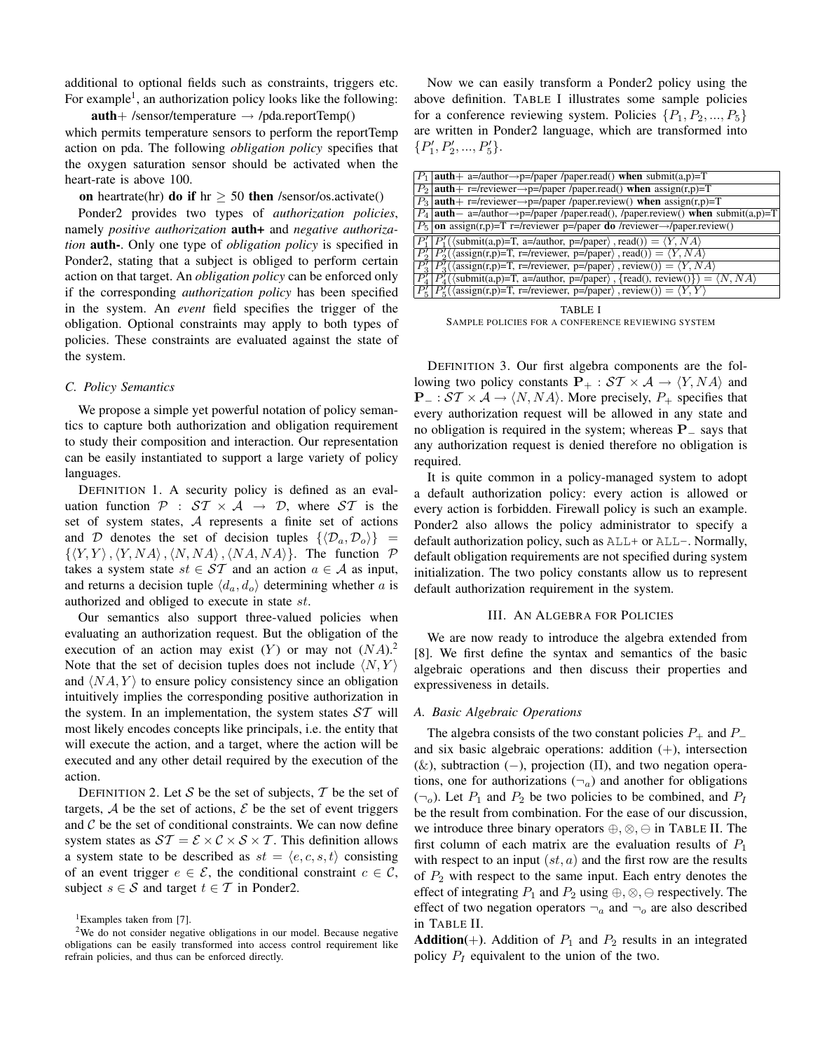additional to optional fields such as constraints, triggers etc. For example[1], an authorization policy looks like the following:

**auth+** /sensor/temperature → /pda.reportTemp()

which permits temperature sensors to perform the reportTemp action on pda. The following *obligation policy* specifies that the oxygen saturation sensor should be activated when the heart-rate is above 100.

**on** heartrate(hr) **do if** hr ≥ 50 **then** /sensor/os.activate()

Ponder2 provides two types of *authorization policies*, namely *positive authorization* **auth+** and *negative authorization* **auth-**. Only one type of *obligation policy* is specified in Ponder2, stating that a subject is obliged to perform certain action on that target. An *obligation policy* can be enforced only if the corresponding *authorization policy* has been specified in the system. An *event* field specifies the trigger of the obligation. Optional constraints may apply to both types of policies. These constraints are evaluated against the state of the system.

### C. Policy Semantics

We propose a simple yet powerful notation of policy semantics to capture both authorization and obligation requirement to study their composition and interaction. Our representation can be easily instantiated to support a large variety of policy languages.

DEFINITION 1. A security policy is defined as an evaluation function $\mathcal{P} : \mathcal{ST} \times \mathcal{A} \rightarrow \mathcal{D}$, where $\mathcal{ST}$ is the set of system states, $\mathcal{A}$ represents a finite set of actions and $\mathcal{D}$ denotes the set of decision tuples $\{\langle \mathcal{D}_a, \mathcal{D}_o \rangle\} = \{\langle Y, Y \rangle, \langle Y, NA \rangle, \langle N, NA \rangle, \langle NA, NA \rangle\}$. The function $\mathcal{P}$ takes a system state $st \in \mathcal{ST}$ and an action $a \in \mathcal{A}$ as input, and returns a decision tuple $\langle d_a, d_o \rangle$ determining whether $a$ is authorized and obliged to execute in state $st$.

Our semantics also support three-valued policies when evaluating an authorization request. But the obligation of the execution of an action may exist $(Y)$ or may not $(NA)$.[2] Note that the set of decision tuples does not include $\langle N, Y \rangle$ and $\langle NA, Y \rangle$ to ensure policy consistency since an obligation intuitively implies the corresponding positive authorization in the system. In an implementation, the system states $\mathcal{ST}$ will most likely encodes concepts like principals, i.e. the entity that will execute the action, and a target, where the action will be executed and any other detail required by the execution of the action.

DEFINITION 2. Let $\mathcal{S}$ be the set of subjects, $\mathcal{T}$ be the set of targets, $\mathcal{A}$ be the set of actions, $\mathcal{E}$ be the set of event triggers and $\mathcal{C}$ be the set of conditional constraints. We can now define system states as $\mathcal{ST} = \mathcal{E} \times \mathcal{C} \times \mathcal{S} \times \mathcal{T}$. This definition allows a system state to be described as $st = \langle e, c, s, t \rangle$ consisting of an event trigger $e \in \mathcal{E}$, the conditional constraint $c \in \mathcal{C}$, subject $s \in \mathcal{S}$ and target $t \in \mathcal{T}$ in Ponder2.

Now we can easily transform a Ponder2 policy using the above definition. TABLE I illustrates some sample policies for a conference reviewing system. Policies $\{P_1, P_2, ..., P_5\}$ are written in Ponder2 language, which are transformed into $\{P'_1, P'_2, ..., P'_5\}$.

| | |
|---|---|
| $P_1$ | **auth+** a=/author→p=/paper /paper.read() **when** submit(a,p)=T |
| $P_2$ | **auth+** r=/reviewer→p=/paper /paper.read() **when** assign(r,p)=T |
| $P_3$ | **auth+** r=/reviewer→p=/paper /paper.review() **when** assign(r,p)=T |
| $P_4$ | **auth−** a=/author→p=/paper /paper.read(), /paper.review() **when** submit(a,p)=T |
| $P_5$ | **on** assign(r,p)=T r=/reviewer p=/paper **do** /reviewer→/paper.review() |
| $P'_1$ | $P'_1(\langle$submit(a,p)=T, a=/author, p=/paper$\rangle$, read()) $= \langle Y, NA \rangle$ |
| $P'_2$ | $P'_2(\langle$assign(r,p)=T, r=/reviewer, p=/paper$\rangle$, read()) $= \langle Y, NA \rangle$ |
| $P'_3$ | $P'_3(\langle$assign(r,p)=T, r=/reviewer, p=/paper$\rangle$, review()) $= \langle Y, NA \rangle$ |
| $P'_4$ | $P'_4(\langle$submit(a,p)=T, a=/author, p=/paper$\rangle$, {read(), review()}) $= \langle N, NA \rangle$ |
| $P'_5$ | $P'_5(\langle$assign(r,p)=T, r=/reviewer, p=/paper$\rangle$, review()) $= \langle Y, Y \rangle$ |

TABLE I
SAMPLE POLICIES FOR A CONFERENCE REVIEWING SYSTEM

DEFINITION 3. Our first algebra components are the following two policy constants $\mathbf{P}_+ : \mathcal{ST} \times \mathcal{A} \rightarrow \langle Y, NA \rangle$ and $\mathbf{P}_- : \mathcal{ST} \times \mathcal{A} \rightarrow \langle N, NA \rangle$. More precisely, $P_+$ specifies that every authorization request will be allowed in any state and no obligation is required in the system; whereas $\mathbf{P}_-$ says that any authorization request is denied therefore no obligation is required.

It is quite common in a policy-managed system to adopt a default authorization policy: every action is allowed or every action is forbidden. Firewall policy is such an example. Ponder2 also allows the policy administrator to specify a default authorization policy, such as ALL+ or ALL−. Normally, default obligation requirements are not specified during system initialization. The two policy constants allow us to represent default authorization requirement in the system.

## III. AN ALGEBRA FOR POLICIES

We are now ready to introduce the algebra extended from [8]. We first define the syntax and semantics of the basic algebraic operations and then discuss their properties and expressiveness in details.

### A. Basic Algebraic Operations

The algebra consists of the two constant policies $P_+$ and $P_-$ and six basic algebraic operations: addition $(+)$, intersection $(\&)$, subtraction $(-)$, projection $(\Pi)$, and two negation operations, one for authorizations $(\neg_a)$ and another for obligations $(\neg_o)$. Let $P_1$ and $P_2$ be two policies to be combined, and $P_I$ be the result from combination. For the ease of our discussion, we introduce three binary operators $\oplus, \otimes, \ominus$ in TABLE II. The first column of each matrix are the evaluation results of $P_1$ with respect to an input $(st, a)$ and the first row are the results of $P_2$ with respect to the same input. Each entry denotes the effect of integrating $P_1$ and $P_2$ using $\oplus, \otimes, \ominus$ respectively. The effect of two negation operators $\neg_a$ and $\neg_o$ are also described in TABLE II.

**Addition**$(+)$. Addition of $P_1$ and $P_2$ results in an integrated policy $P_I$ equivalent to the union of the two.

---

[1] Examples taken from [7].

[2] We do not consider negative obligations in our model. Because negative obligations can be easily transformed into access control requirement like refrain policies, and thus can be enforced directly.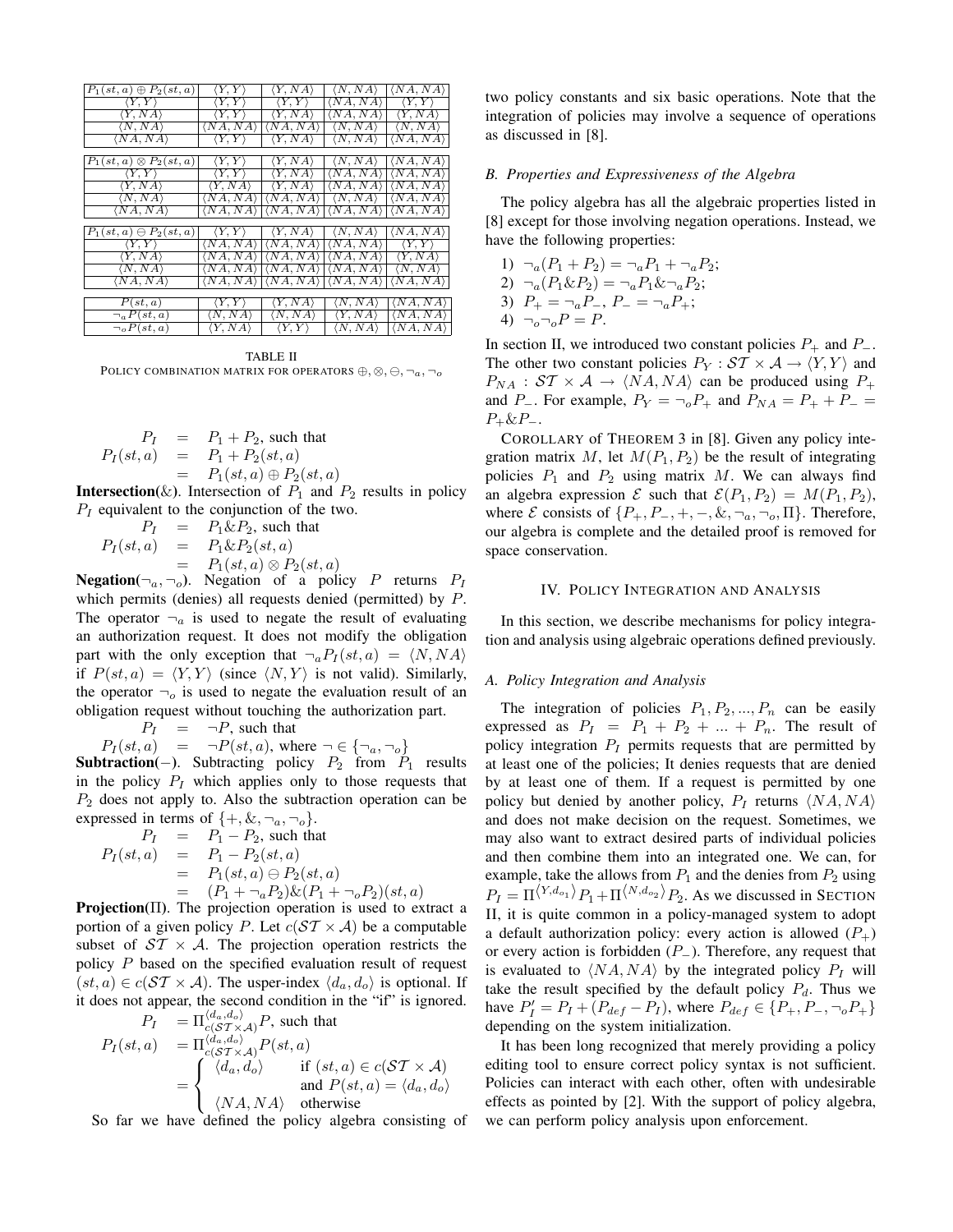| $P_1(st,a) \oplus P_2(st,a)$ | $\langle Y,Y\rangle$ | $\langle Y,NA\rangle$ | $\langle N,NA\rangle$ | $\langle NA,NA\rangle$ |
|---|---|---|---|---|
| $\langle Y,Y\rangle$ | $\langle Y,Y\rangle$ | $\langle Y,Y\rangle$ | $\langle NA,NA\rangle$ | $\langle Y,Y\rangle$ |
| $\langle Y,NA\rangle$ | $\langle Y,Y\rangle$ | $\langle Y,NA\rangle$ | $\langle NA,NA\rangle$ | $\langle Y,NA\rangle$ |
| $\langle N,NA\rangle$ | $\langle NA,NA\rangle$ | $\langle NA,NA\rangle$ | $\langle N,NA\rangle$ | $\langle N,NA\rangle$ |
| $\langle NA,NA\rangle$ | $\langle Y,Y\rangle$ | $\langle Y,NA\rangle$ | $\langle N,NA\rangle$ | $\langle NA,NA\rangle$ |

| $P_1(st,a) \otimes P_2(st,a)$ | $\langle Y,Y\rangle$ | $\langle Y,NA\rangle$ | $\langle N,NA\rangle$ | $\langle NA,NA\rangle$ |
|---|---|---|---|---|
| $\langle Y,Y\rangle$ | $\langle Y,Y\rangle$ | $\langle Y,NA\rangle$ | $\langle NA,NA\rangle$ | $\langle NA,NA\rangle$ |
| $\langle Y,NA\rangle$ | $\langle Y,NA\rangle$ | $\langle Y,NA\rangle$ | $\langle NA,NA\rangle$ | $\langle NA,NA\rangle$ |
| $\langle N,NA\rangle$ | $\langle NA,NA\rangle$ | $\langle NA,NA\rangle$ | $\langle N,NA\rangle$ | $\langle NA,NA\rangle$ |
| $\langle NA,NA\rangle$ | $\langle NA,NA\rangle$ | $\langle NA,NA\rangle$ | $\langle NA,NA\rangle$ | $\langle NA,NA\rangle$ |

| $P_1(st,a) \ominus P_2(st,a)$ | $\langle Y,Y\rangle$ | $\langle Y,NA\rangle$ | $\langle N,NA\rangle$ | $\langle NA,NA\rangle$ |
|---|---|---|---|---|
| $\langle Y,Y\rangle$ | $\langle NA,NA\rangle$ | $\langle NA,NA\rangle$ | $\langle NA,NA\rangle$ | $\langle Y,Y\rangle$ |
| $\langle Y,NA\rangle$ | $\langle NA,NA\rangle$ | $\langle NA,NA\rangle$ | $\langle NA,NA\rangle$ | $\langle Y,NA\rangle$ |
| $\langle N,NA\rangle$ | $\langle NA,NA\rangle$ | $\langle NA,NA\rangle$ | $\langle NA,NA\rangle$ | $\langle N,NA\rangle$ |
| $\langle NA,NA\rangle$ | $\langle NA,NA\rangle$ | $\langle NA,NA\rangle$ | $\langle NA,NA\rangle$ | $\langle NA,NA\rangle$ |

| $P(st,a)$ | $\langle Y,Y\rangle$ | $\langle Y,NA\rangle$ | $\langle N,NA\rangle$ | $\langle NA,NA\rangle$ |
|---|---|---|---|---|
| $\neg_a P(st,a)$ | $\langle N,NA\rangle$ | $\langle N,NA\rangle$ | $\langle Y,NA\rangle$ | $\langle NA,NA\rangle$ |
| $\neg_o P(st,a)$ | $\langle Y,NA\rangle$ | $\langle Y,Y\rangle$ | $\langle N,NA\rangle$ | $\langle NA,NA\rangle$ |

TABLE II
POLICY COMBINATION MATRIX FOR OPERATORS $\oplus, \otimes, \ominus, \neg_a, \neg_o$

$$
\begin{aligned}
P_I &= P_1 + P_2, \text{ such that} \\
P_I(st,a) &= P_1 + P_2(st,a) \\
&= P_1(st,a) \oplus P_2(st,a)
\end{aligned}
$$

**Intersection**(&). Intersection of $P_1$ and $P_2$ results in policy $P_I$ equivalent to the conjunction of the two.

$$
\begin{aligned}
P_I &= P_1 \& P_2, \text{ such that} \\
P_I(st,a) &= P_1 \& P_2(st,a) \\
&= P_1(st,a) \otimes P_2(st,a)
\end{aligned}
$$

**Negation**($\neg_a, \neg_o$). Negation of a policy $P$ returns $P_I$ which permits (denies) all requests denied (permitted) by $P$. The operator $\neg_a$ is used to negate the result of evaluating an authorization request. It does not modify the obligation part with the only exception that $\neg_a P_I(st,a) = \langle N, NA\rangle$ if $P(st,a) = \langle Y,Y\rangle$ (since $\langle N,Y\rangle$ is not valid). Similarly, the operator $\neg_o$ is used to negate the evaluation result of an obligation request without touching the authorization part.

$$
\begin{aligned}
P_I &= \neg P, \text{ such that} \\
P_I(st,a) &= \neg P(st,a), \text{ where } \neg \in \{\neg_a, \neg_o\}
\end{aligned}
$$

**Subtraction**($-$). Subtracting policy $P_2$ from $P_1$ results in the policy $P_I$ which applies only to those requests that $P_2$ does not apply to. Also the subtraction operation can be expressed in terms of $\{+, \&, \neg_a, \neg_o\}$.

$$
\begin{aligned}
P_I &= P_1 - P_2, \text{ such that} \\
P_I(st,a) &= P_1 - P_2(st,a) \\
&= P_1(st,a) \ominus P_2(st,a) \\
&= (P_1 + \neg_a P_2) \& (P_1 + \neg_o P_2)(st,a)
\end{aligned}
$$

**Projection**($\Pi$). The projection operation is used to extract a portion of a given policy $P$. Let $c(\mathcal{ST} \times \mathcal{A})$ be a computable subset of $\mathcal{ST} \times \mathcal{A}$. The projection operation restricts the policy $P$ based on the specified evaluation result of request $(st,a) \in c(\mathcal{ST} \times \mathcal{A})$. The usper-index $\langle d_a, d_o\rangle$ is optional. If it does not appear, the second condition in the "if" is ignored.

$$
\begin{aligned}
P_I &= \Pi^{\langle d_a,d_o\rangle}_{c(\mathcal{ST}\times\mathcal{A})} P, \text{ such that} \\
P_I(st,a) &= \Pi^{\langle d_a,d_o\rangle}_{c(\mathcal{ST}\times\mathcal{A})} P(st,a) \\
&= \begin{cases} \langle d_a, d_o\rangle & \text{if } (st,a) \in c(\mathcal{ST}\times\mathcal{A}) \\ & \text{and } P(st,a) = \langle d_a, d_o\rangle \\ \langle NA, NA\rangle & \text{otherwise} \end{cases}
\end{aligned}
$$

So far we have defined the policy algebra consisting of two policy constants and six basic operations. Note that the integration of policies may involve a sequence of operations as discussed in [8].

### B. Properties and Expressiveness of the Algebra

The policy algebra has all the algebraic properties listed in [8] except for those involving negation operations. Instead, we have the following properties:

1) $\neg_a(P_1 + P_2) = \neg_a P_1 + \neg_a P_2$;
2) $\neg_a(P_1 \& P_2) = \neg_a P_1 \& \neg_a P_2$;
3) $P_+ = \neg_a P_-$, $P_- = \neg_a P_+$;
4) $\neg_o \neg_o P = P$.

In section II, we introduced two constant policies $P_+$ and $P_-$. The other two constant policies $P_Y : \mathcal{ST} \times \mathcal{A} \rightarrow \langle Y,Y\rangle$ and $P_{NA} : \mathcal{ST} \times \mathcal{A} \rightarrow \langle NA,NA\rangle$ can be produced using $P_+$ and $P_-$. For example, $P_Y = \neg_o P_+$ and $P_{NA} = P_+ + P_- = P_+ \& P_-$.

COROLLARY OF THEOREM 3 in [8]. Given any policy integration matrix $M$, let $M(P_1, P_2)$ be the result of integrating policies $P_1$ and $P_2$ using matrix $M$. We can always find an algebra expression $\mathcal{E}$ such that $\mathcal{E}(P_1,P_2) = M(P_1,P_2)$, where $\mathcal{E}$ consists of $\{P_+, P_-, +, -, \&, \neg_a, \neg_o, \Pi\}$. Therefore, our algebra is complete and the detailed proof is removed for space conservation.

## IV. POLICY INTEGRATION AND ANALYSIS

In this section, we describe mechanisms for policy integration and analysis using algebraic operations defined previously.

### A. Policy Integration and Analysis

The integration of policies $P_1, P_2, ..., P_n$ can be easily expressed as $P_I = P_1 + P_2 + ... + P_n$. The result of policy integration $P_I$ permits requests that are permitted by at least one of the policies; It denies requests that are denied by at least one of them. If a request is permitted by one policy but denied by another policy, $P_I$ returns $\langle NA, NA\rangle$ and does not make decision on the request. Sometimes, we may also want to extract desired parts of individual policies and then combine them into an integrated one. We can, for example, take the allows from $P_1$ and the denies from $P_2$ using $P_I = \Pi^{\langle Y,d_{o_1}\rangle} P_1 + \Pi^{\langle N,d_{o_2}\rangle} P_2$. As we discussed in SECTION II, it is quite common in a policy-managed system to adopt a default authorization policy: every action is allowed ($P_+$) or every action is forbidden ($P_-$). Therefore, any request that is evaluated to $\langle NA, NA\rangle$ by the integrated policy $P_I$ will take the result specified by the default policy $P_d$. Thus we have $P'_I = P_I + (P_{def} - P_I)$, where $P_{def} \in \{P_+, P_-, \neg_o P_+\}$ depending on the system initialization.

It has been long recognized that merely providing a policy editing tool to ensure correct policy syntax is not sufficient. Policies can interact with each other, often with undesirable effects as pointed by [2]. With the support of policy algebra, we can perform policy analysis upon enforcement.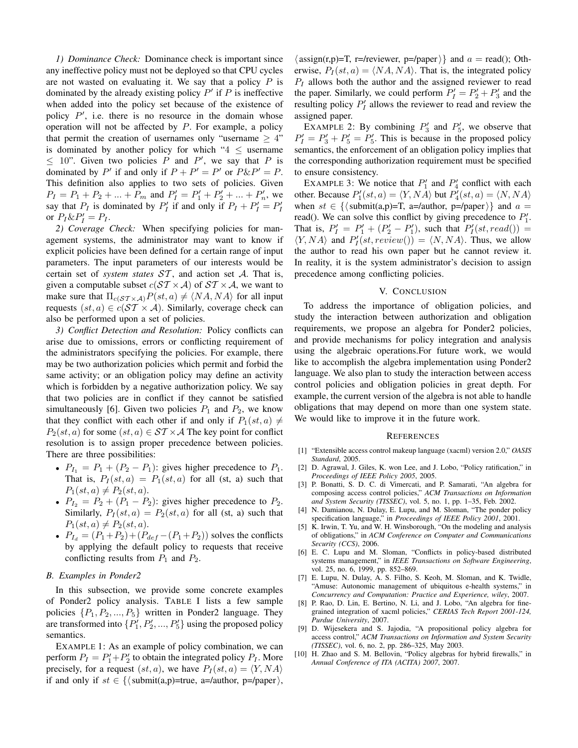*1) Dominance Check:* Dominance check is important since any ineffective policy must not be deployed so that CPU cycles are not wasted on evaluating it. We say that a policy $P$ is dominated by the already existing policy $P'$ if $P$ is ineffective when added into the policy set because of the existence of policy $P'$, i.e. there is no resource in the domain whose operation will not be affected by $P$. For example, a policy that permit the creation of usernames only "username $\geq$ 4" is dominated by another policy for which "4 $\leq$ username $\leq$ 10". Given two policies $P$ and $P'$, we say that $P$ is dominated by $P'$ if and only if $P + P' = P'$ or $P \& P' = P$. This definition also applies to two sets of policies. Given $P_I = P_1 + P_2 + ... + P_m$ and $P'_I = P'_1 + P'_2 + ... + P'_n$, we say that $P_I$ is dominated by $P'_I$ if and only if $P_I + P'_I = P'_I$ or $P_I \& P'_I = P_I$.

*2) Coverage Check:* When specifying policies for management systems, the administrator may want to know if explicit policies have been defined for a certain range of input parameters. The input parameters of our interests would be certain set of *system states* $\mathcal{ST}$, and action set $\mathcal{A}$. That is, given a computable subset $c(\mathcal{ST} \times \mathcal{A})$ of $\mathcal{ST} \times \mathcal{A}$, we want to make sure that $\Pi_{c(\mathcal{ST} \times \mathcal{A})} P(st, a) \neq \langle NA, NA \rangle$ for all input requests $(st, a) \in c(\mathcal{ST} \times \mathcal{A})$. Similarly, coverage check can also be performed upon a set of policies.

*3) Conflict Detection and Resolution:* Policy conflicts can arise due to omissions, errors or conflicting requirement of the administrators specifying the policies. For example, there may be two authorization policies which permit and forbid the same activity; or an obligation policy may define an activity which is forbidden by a negative authorization policy. We say that two policies are in conflict if they cannot be satisfied simultaneously [6]. Given two policies $P_1$ and $P_2$, we know that they conflict with each other if and only if $P_1(st, a) \neq P_2(st, a)$ for some $(st, a) \in \mathcal{ST} \times \mathcal{A}$ The key point for conflict resolution is to assign proper precedence between policies. There are three possibilities:

- $P_{I_1} = P_1 + (P_2 - P_1)$: gives higher precedence to $P_1$. That is, $P_I(st, a) = P_1(st, a)$ for all (st, a) such that $P_1(st, a) \neq P_2(st, a)$.
- $P_{I_2} = P_2 + (P_1 - P_2)$: gives higher precedence to $P_2$. Similarly, $P_I(st, a) = P_2(st, a)$ for all (st, a) such that $P_1(st, a) \neq P_2(st, a)$.
- $P_{I_d} = (P_1 + P_2) + (P_{def} - (P_1 + P_2))$ solves the conflicts by applying the default policy to requests that receive conflicting results from $P_1$ and $P_2$.

## *B. Examples in Ponder2*

In this subsection, we provide some concrete examples of Ponder2 policy analysis. TABLE I lists a few sample policies $\{P_1, P_2, ..., P_5\}$ written in Ponder2 language. They are transformed into $\{P'_1, P'_2, ..., P'_5\}$ using the proposed policy semantics.

EXAMPLE 1: As an example of policy combination, we can perform $P_I = P'_1 + P'_2$ to obtain the integrated policy $P_I$. More precisely, for a request $(st, a)$, we have $P_I(st, a) = \langle Y, NA \rangle$ if and only if $st \in \{\langle$submit(a,p)=true, a=/author, p=/paper$\rangle$, $\langle$assign(r,p)=T, r=/reviewer, p=/paper$\rangle\}$ and $a =$ read(); Otherwise, $P_I(st, a) = \langle NA, NA \rangle$. That is, the integrated policy $P_I$ allows both the author and the assigned reviewer to read the paper. Similarly, we could perform $P'_I = P'_2 + P'_3$ and the resulting policy $P'_I$ allows the reviewer to read and review the assigned paper.

EXAMPLE 2: By combining $P'_3$ and $P'_5$, we observe that $P'_I = P'_3 + P'_5 = P'_5$. This is because in the proposed policy semantics, the enforcement of an obligation policy implies that the corresponding authorization requirement must be specified to ensure consistency.

EXAMPLE 3: We notice that $P'_1$ and $P'_4$ conflict with each other. Because $P'_1(st, a) = \langle Y, NA \rangle$ but $P'_4(st, a) = \langle N, NA \rangle$ when $st \in \{\langle$submit(a,p)=T, a=/author, p=/paper$\rangle\}$ and $a =$ read(). We can solve this conflict by giving precedence to $P'_1$. That is, $P'_I = P'_1 + (P'_2 - P'_1)$, such that $P'_I(st, read()) = \langle Y, NA \rangle$ and $P'_I(st, review()) = \langle N, NA \rangle$. Thus, we allow the author to read his own paper but he cannot review it. In reality, it is the system administrator's decision to assign precedence among conflicting policies.

# V. CONCLUSION

To address the importance of obligation policies, and study the interaction between authorization and obligation requirements, we propose an algebra for Ponder2 policies, and provide mechanisms for policy integration and analysis using the algebraic operations.For future work, we would like to accomplish the algebra implementation using Ponder2 language. We also plan to study the interaction between access control policies and obligation policies in great depth. For example, the current version of the algebra is not able to handle obligations that may depend on more than one system state. We would like to improve it in the future work.

# REFERENCES

[1] "Extensible access control makeup language (xacml) version 2.0," *OASIS Standard*, 2005.

[2] D. Agrawal, J. Giles, K. won Lee, and J. Lobo, "Policy ratification," in *Proceedings of IEEE Policy 2005*, 2005.

[3] P. Bonatti, S. D. C. di Vimercati, and P. Samarati, "An algebra for composing access control policies," *ACM Transactions on Information and System Security (TISSEC)*, vol. 5, no. 1, pp. 1–35, Feb. 2002.

[4] N. Damianou, N. Dulay, E. Lupu, and M. Sloman, "The ponder policy specification language," in *Proceedings of IEEE Policy 2001*, 2001.

[5] K. Irwin, T. Yu, and W. H. Winsborough, "On the modeling and analysis of obligations," in *ACM Conference on Computer and Communications Security (CCS)*, 2006.

[6] E. C. Lupu and M. Sloman, "Conflicts in policy-based distributed systems management," in *IEEE Transactions on Software Engineering*, vol. 25, no. 6, 1999, pp. 852–869.

[7] E. Lupu, N. Dulay, A. S. Filho, S. Keoh, M. Sloman, and K. Twidle, "Amuse: Autonomic management of ubiquitous e-health systems," in *Concurrency and Computation: Practice and Experience, wiley*, 2007.

[8] P. Rao, D. Lin, E. Bertino, N. Li, and J. Lobo, "An algebra for fine-grained integration of xacml policies," *CERIAS Tech Report 2001-124, Purdue University*, 2007.

[9] D. Wijesekera and S. Jajodia, "A propositional policy algebra for access control," *ACM Transactions on Information and System Security (TISSEC)*, vol. 6, no. 2, pp. 286–325, May 2003.

[10] H. Zhao and S. M. Bellovin, "Policy algebras for hybrid firewalls," in *Annual Conference of ITA (ACITA) 2007*, 2007.